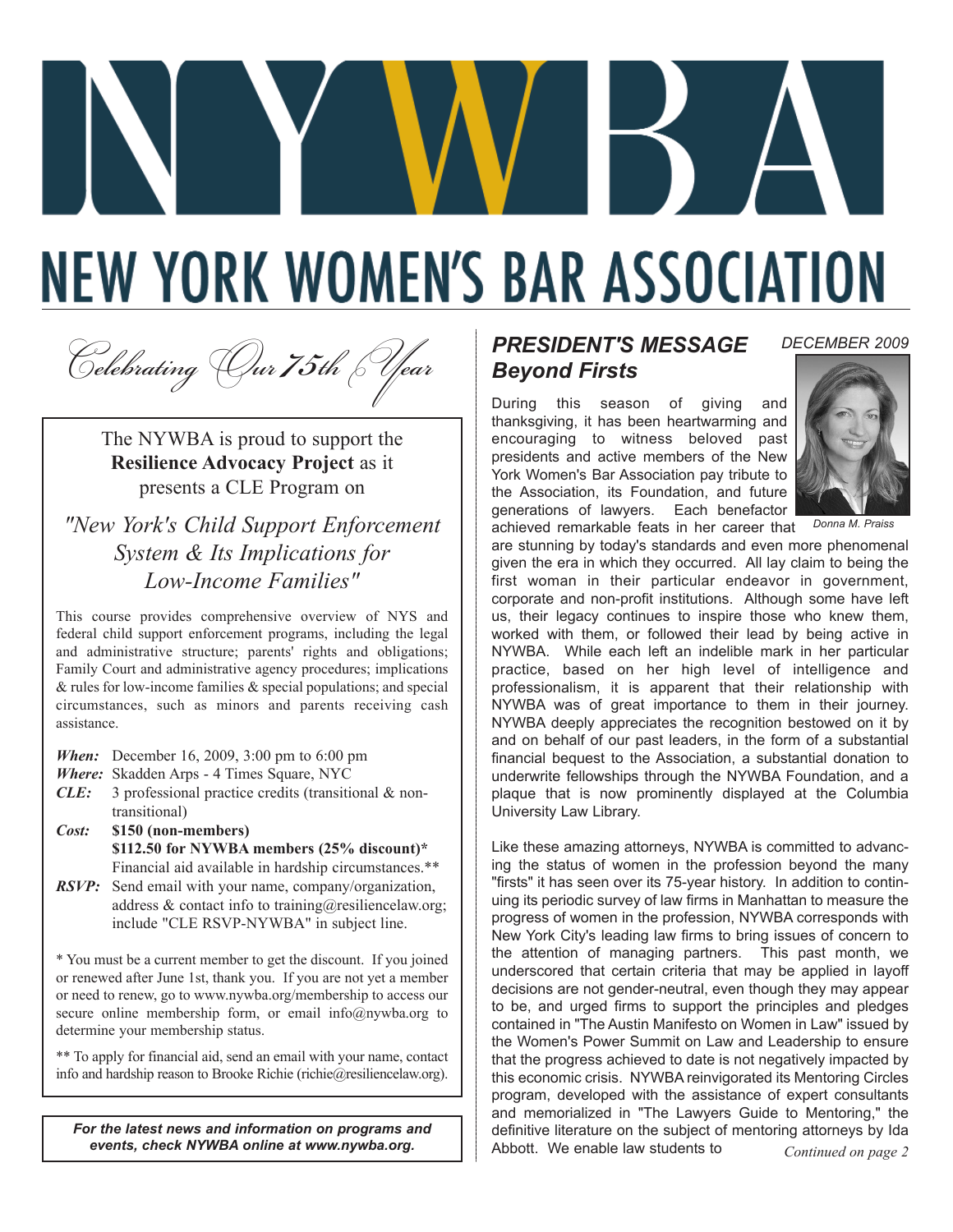# NEW YORK WOMEN'S BAR ASSOCIATION

*Celebrating Our 75th Year*

The NYWBA is proud to support the **Resilience Advocacy Project** as it presents a CLE Program on

## *"New York's Child Support Enforcement System & Its Implications for Low-Income Families"*

This course provides comprehensive overview of NYS and federal child support enforcement programs, including the legal and administrative structure; parents' rights and obligations; Family Court and administrative agency procedures; implications & rules for low-income families & special populations; and special circumstances, such as minors and parents receiving cash assistance.

***When:*** December 16, 2009, 3:00 pm to 6:00 pm
***Where:*** Skadden Arps - 4 Times Square, NYC
***CLE:*** 3 professional practice credits (transitional & non-transitional)
***Cost:*** **$150 (non-members)**
**$112.50 for NYWBA members (25% discount)***
Financial aid available in hardship circumstances.**
***RSVP:*** Send email with your name, company/organization, address & contact info to training@resiliencelaw.org; include "CLE RSVP-NYWBA" in subject line.

* You must be a current member to get the discount. If you joined or renewed after June 1st, thank you. If you are not yet a member or need to renew, go to www.nywba.org/membership to access our secure online membership form, or email info@nywba.org to determine your membership status.

** To apply for financial aid, send an email with your name, contact info and hardship reason to Brooke Richie (richie@resiliencelaw.org).

***For the latest news and information on programs and events, check NYWBA online at www.nywba.org.***

## *PRESIDENT'S MESSAGE*
## *Beyond Firsts*

*DECEMBER 2009*

*Donna M. Praiss*

During this season of giving and thanksgiving, it has been heartwarming and encouraging to witness beloved past presidents and active members of the New York Women's Bar Association pay tribute to the Association, its Foundation, and future generations of lawyers. Each benefactor achieved remarkable feats in her career that are stunning by today's standards and even more phenomenal given the era in which they occurred. All lay claim to being the first woman in their particular endeavor in government, corporate and non-profit institutions. Although some have left us, their legacy continues to inspire those who knew them, worked with them, or followed their lead by being active in NYWBA. While each left an indelible mark in her particular practice, based on her high level of intelligence and professionalism, it is apparent that their relationship with NYWBA was of great importance to them in their journey. NYWBA deeply appreciates the recognition bestowed on it by and on behalf of our past leaders, in the form of a substantial financial bequest to the Association, a substantial donation to underwrite fellowships through the NYWBA Foundation, and a plaque that is now prominently displayed at the Columbia University Law Library.

Like these amazing attorneys, NYWBA is committed to advancing the status of women in the profession beyond the many "firsts" it has seen over its 75-year history. In addition to continuing its periodic survey of law firms in Manhattan to measure the progress of women in the profession, NYWBA corresponds with New York City's leading law firms to bring issues of concern to the attention of managing partners. This past month, we underscored that certain criteria that may be applied in layoff decisions are not gender-neutral, even though they may appear to be, and urged firms to support the principles and pledges contained in "The Austin Manifesto on Women in Law" issued by the Women's Power Summit on Law and Leadership to ensure that the progress achieved to date is not negatively impacted by this economic crisis. NYWBA reinvigorated its Mentoring Circles program, developed with the assistance of expert consultants and memorialized in "The Lawyers Guide to Mentoring," the definitive literature on the subject of mentoring attorneys by Ida Abbott. We enable law students to

*Continued on page 2*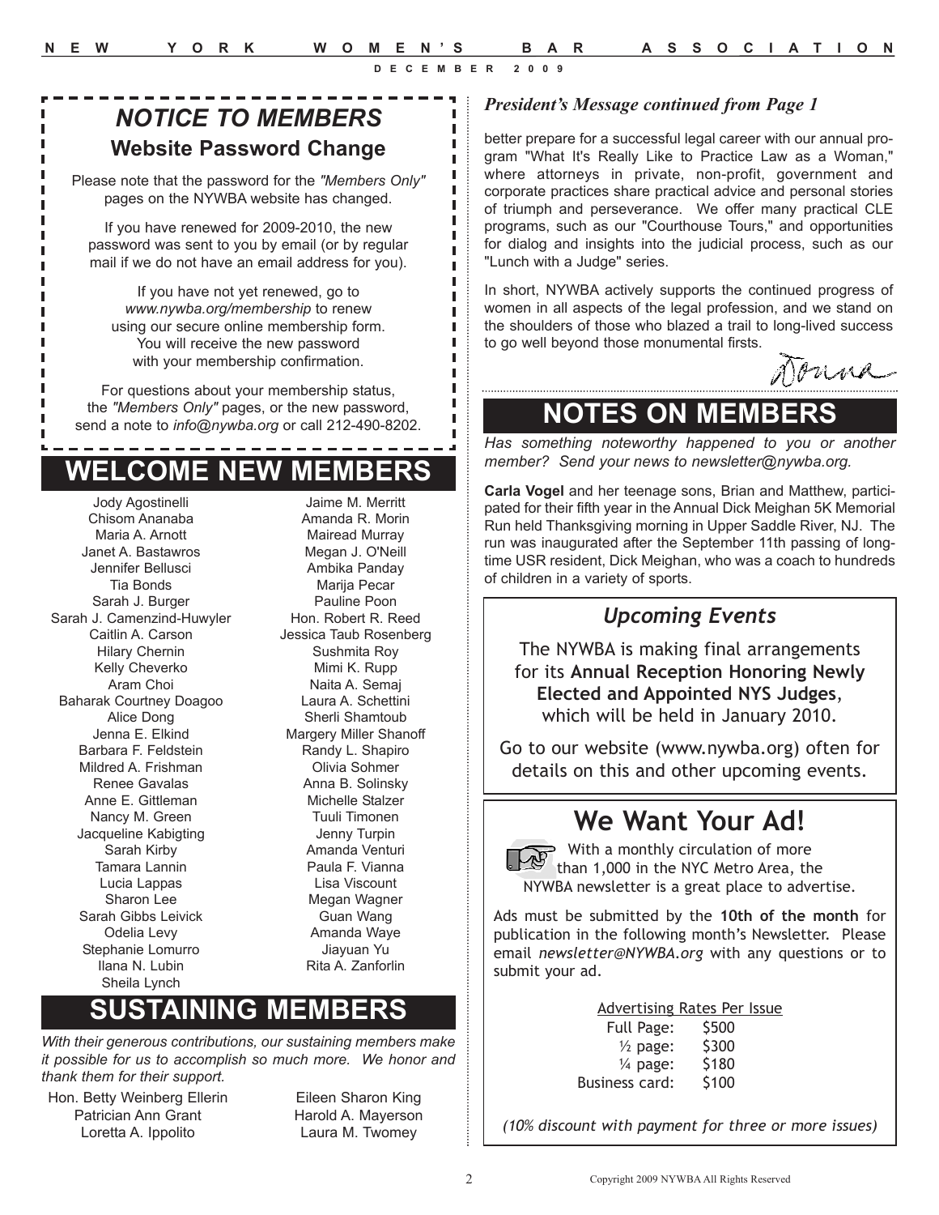## *NOTICE TO MEMBERS*

### Website Password Change

Please note that the password for the *"Members Only"* pages on the NYWBA website has changed.

If you have renewed for 2009-2010, the new password was sent to you by email (or by regular mail if we do not have an email address for you).

If you have not yet renewed, go to *www.nywba.org/membership* to renew using our secure online membership form. You will receive the new password with your membership confirmation.

For questions about your membership status, the *"Members Only"* pages, or the new password, send a note to *info@nywba.org* or call 212-490-8202.

## WELCOME NEW MEMBERS

Jody Agostinelli
Chisom Ananaba
Maria A. Arnott
Janet A. Bastawros
Jennifer Bellusci
Tia Bonds
Sarah J. Burger
Sarah J. Camenzind-Huwyler
Caitlin A. Carson
Hilary Chernin
Kelly Cheverko
Aram Choi
Baharak Courtney Doagoo
Alice Dong
Jenna E. Elkind
Barbara F. Feldstein
Mildred A. Frishman
Renee Gavalas
Anne E. Gittleman
Nancy M. Green
Jacqueline Kabigting
Sarah Kirby
Tamara Lannin
Lucia Lappas
Sharon Lee
Sarah Gibbs Leivick
Odelia Levy
Stephanie Lomurro
Ilana N. Lubin
Sheila Lynch
Jaime M. Merritt
Amanda R. Morin
Mairead Murray
Megan J. O'Neill
Ambika Panday
Marija Pecar
Pauline Poon
Hon. Robert R. Reed
Jessica Taub Rosenberg
Sushmita Roy
Mimi K. Rupp
Naita A. Semaj
Laura A. Schettini
Sherli Shamtoub
Margery Miller Shanoff
Randy L. Shapiro
Olivia Sohmer
Anna B. Solinsky
Michelle Stalzer
Tuuli Timonen
Jenny Turpin
Amanda Venturi
Paula F. Vianna
Lisa Viscount
Megan Wagner
Guan Wang
Amanda Waye
Jiayuan Yu
Rita A. Zanforlin

## SUSTAINING MEMBERS

*With their generous contributions, our sustaining members make it possible for us to accomplish so much more. We honor and thank them for their support.*

Hon. Betty Weinberg Ellerin
Patrician Ann Grant
Loretta A. Ippolito
Eileen Sharon King
Harold A. Mayerson
Laura M. Twomey

***President's Message continued from Page 1***

better prepare for a successful legal career with our annual program "What It's Really Like to Practice Law as a Woman," where attorneys in private, non-profit, government and corporate practices share practical advice and personal stories of triumph and perseverance. We offer many practical CLE programs, such as our "Courthouse Tours," and opportunities for dialog and insights into the judicial process, such as our "Lunch with a Judge" series.

In short, NYWBA actively supports the continued progress of women in all aspects of the legal profession, and we stand on the shoulders of those who blazed a trail to long-lived success to go well beyond those monumental firsts.

Donna

## NOTES ON MEMBERS

*Has something noteworthy happened to you or another member? Send your news to newsletter@nywba.org.*

**Carla Vogel** and her teenage sons, Brian and Matthew, participated for their fifth year in the Annual Dick Meighan 5K Memorial Run held Thanksgiving morning in Upper Saddle River, NJ. The run was inaugurated after the September 11th passing of long-time USR resident, Dick Meighan, who was a coach to hundreds of children in a variety of sports.

### *Upcoming Events*

The NYWBA is making final arrangements for its **Annual Reception Honoring Newly Elected and Appointed NYS Judges**, which will be held in January 2010.

Go to our website (www.nywba.org) often for details on this and other upcoming events.

## We Want Your Ad!

With a monthly circulation of more than 1,000 in the NYC Metro Area, the NYWBA newsletter is a great place to advertise.

Ads must be submitted by the **10th of the month** for publication in the following month's Newsletter. Please email *newsletter@NYWBA.org* with any questions or to submit your ad.

| Advertising Rates Per Issue | |
|---|---|
| Full Page: | $500 |
| ½ page: | $300 |
| ¼ page: | $180 |
| Business card: | $100 |

*(10% discount with payment for three or more issues)*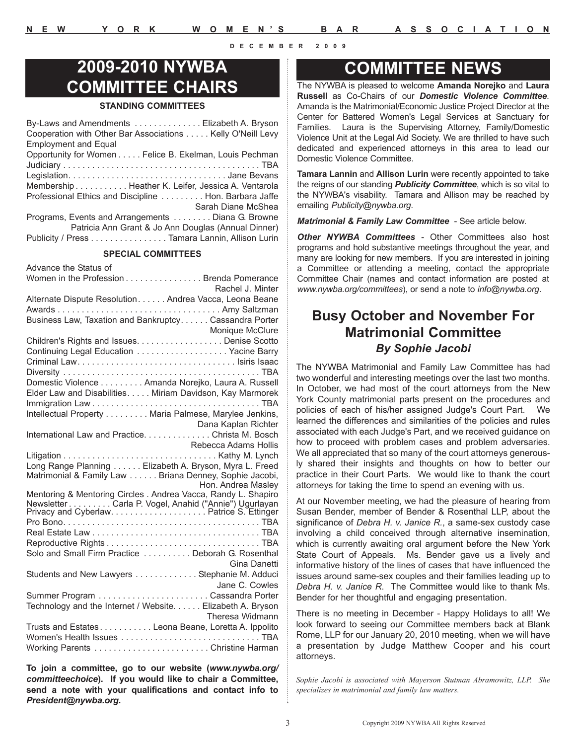## 2009-2010 NYWBA COMMITTEE CHAIRS

### STANDING COMMITTEES

| Committee | Chair(s) |
|---|---|
| By-Laws and Amendments | Elizabeth A. Bryson |
| Cooperation with Other Bar Associations | Kelly O'Neill Levy |
| Employment and Equal Opportunity for Women | Felice B. Ekelman, Louis Pechman |
| Judiciary | TBA |
| Legislation | Jane Bevans |
| Membership | Heather K. Leifer, Jessica A. Ventarola |
| Professional Ethics and Discipline | Hon. Barbara Jaffe, Sarah Diane McShea |
| Programs, Events and Arrangements | Diana G. Browne, Patricia Ann Grant & Jo Ann Douglas (Annual Dinner) |
| Publicity / Press | Tamara Lannin, Allison Lurin |

### SPECIAL COMMITTEES

| Committee | Chair(s) |
|---|---|
| Advance the Status of Women in the Profession | Brenda Pomerance, Rachel J. Minter |
| Alternate Dispute Resolution | Andrea Vacca, Leona Beane |
| Awards | Amy Saltzman |
| Business Law, Taxation and Bankruptcy | Cassandra Porter, Monique McClure |
| Children's Rights and Issues | Denise Scotto |
| Continuing Legal Education | Yacine Barry |
| Criminal Law | Isiris Isaac |
| Diversity | TBA |
| Domestic Violence | Amanda Norejko, Laura A. Russell |
| Elder Law and Disabilities | Miriam Davidson, Kay Marmorek |
| Immigration Law | TBA |
| Intellectual Property | Maria Palmese, Marylee Jenkins, Dana Kaplan Richter |
| International Law and Practice | Christa M. Bosch, Rebecca Adams Hollis |
| Litigation | Kathy M. Lynch |
| Long Range Planning | Elizabeth A. Bryson, Myra L. Freed |
| Matrimonial & Family Law | Briana Denney, Sophie Jacobi, Hon. Andrea Masley |
| Mentoring & Mentoring Circles | Andrea Vacca, Randy L. Shapiro |
| Newsletter | Carla P. Vogel, Anahid ("Annie") Ugurlayan |
| Privacy and Cyberlaw | Patrice S. Ettinger |
| Pro Bono | TBA |
| Real Estate Law | TBA |
| Reproductive Rights | TBA |
| Solo and Small Firm Practice | Deborah G. Rosenthal, Gina Danetti |
| Students and New Lawyers | Stephanie M. Adduci, Jane C. Cowles |
| Summer Program | Cassandra Porter |
| Technology and the Internet / Website | Elizabeth A. Bryson, Theresa Widmann |
| Trusts and Estates | Leona Beane, Loretta A. Ippolito |
| Women's Health Issues | TBA |
| Working Parents | Christine Harman |

**To join a committee, go to our website (*www.nywba.org/committeechoice*). If you would like to chair a Committee, send a note with your qualifications and contact info to *President@nywba.org*.**

## COMMITTEE NEWS

The NYWBA is pleased to welcome **Amanda Norejko** and **Laura Russell** as Co-Chairs of our ***Domestic Violence Committee***. Amanda is the Matrimonial/Economic Justice Project Director at the Center for Battered Women's Legal Services at Sanctuary for Families. Laura is the Supervising Attorney, Family/Domestic Violence Unit at the Legal Aid Society. We are thrilled to have such dedicated and experienced attorneys in this area to lead our Domestic Violence Committee.

**Tamara Lannin** and **Allison Lurin** were recently appointed to take the reigns of our standing ***Publicity Committee***, which is so vital to the NYWBA's visability. Tamara and Allison may be reached by emailing *Publicity@nywba.org*.

***Matrimonial & Family Law Committee*** - See article below.

***Other NYWBA Committees*** - Other Committees also host programs and hold substantive meetings throughout the year, and many are looking for new members. If you are interested in joining a Committee or attending a meeting, contact the appropriate Committee Chair (names and contact information are posted at *www.nywba.org/committees*), or send a note to *info@nywba.org*.

## Busy October and November For Matrimonial Committee

### *By Sophie Jacobi*

The NYWBA Matrimonial and Family Law Committee has had two wonderful and interesting meetings over the last two months. In October, we had most of the court attorneys from the New York County matrimonial parts present on the procedures and policies of each of his/her assigned Judge's Court Part. We learned the differences and similarities of the policies and rules associated with each Judge's Part, and we received guidance on how to proceed with problem cases and problem adversaries. We all appreciated that so many of the court attorneys generously shared their insights and thoughts on how to better our practice in their Court Parts. We would like to thank the court attorneys for taking the time to spend an evening with us.

At our November meeting, we had the pleasure of hearing from Susan Bender, member of Bender & Rosenthal LLP, about the significance of *Debra H. v. Janice R.*, a same-sex custody case involving a child conceived through alternative insemination, which is currently awaiting oral argument before the New York State Court of Appeals. Ms. Bender gave us a lively and informative history of the lines of cases that have influenced the issues around same-sex couples and their families leading up to *Debra H. v. Janice R*. The Committee would like to thank Ms. Bender for her thoughtful and engaging presentation.

There is no meeting in December - Happy Holidays to all! We look forward to seeing our Committee members back at Blank Rome, LLP for our January 20, 2010 meeting, when we will have a presentation by Judge Matthew Cooper and his court attorneys.

*Sophie Jacobi is associated with Mayerson Stutman Abramowitz, LLP. She specializes in matrimonial and family law matters.*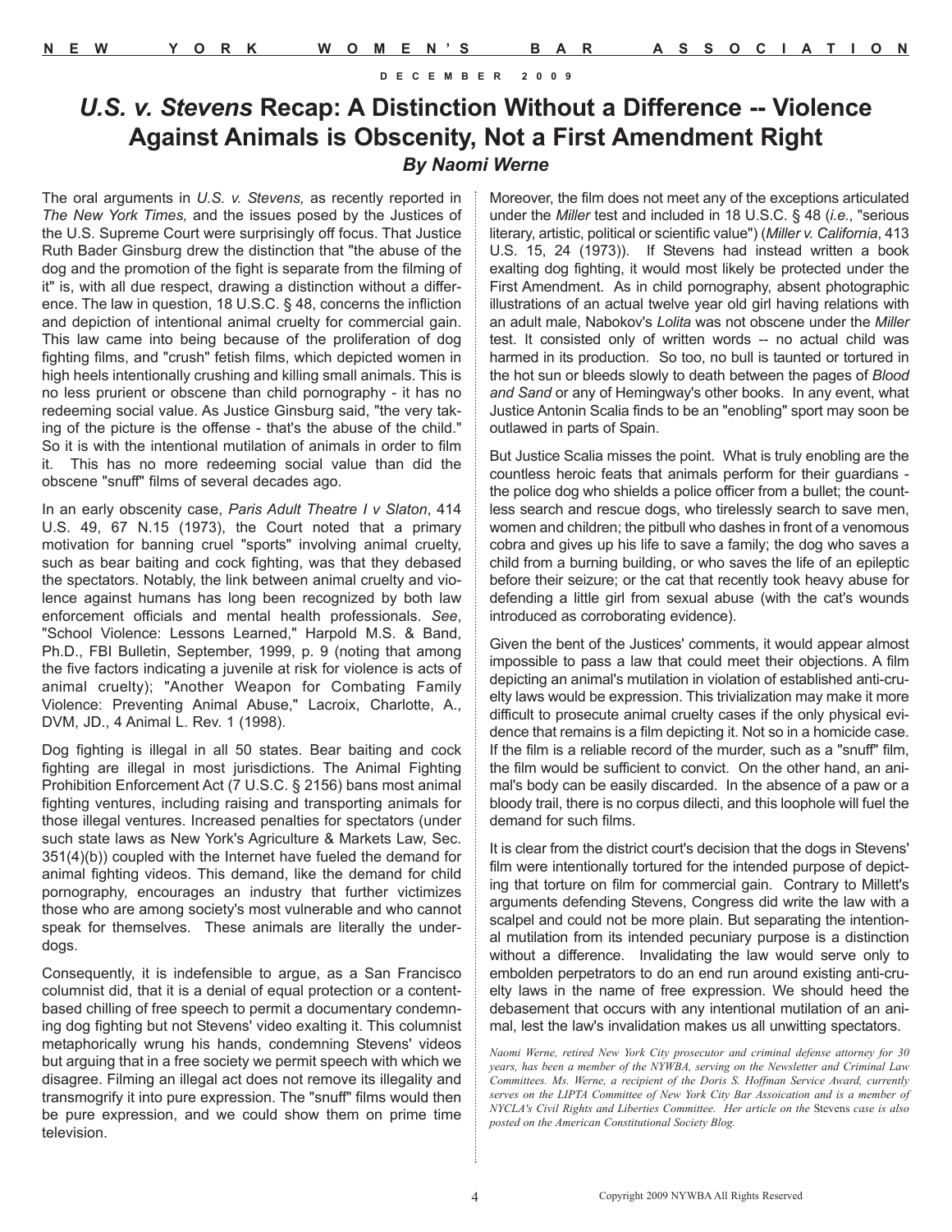# *U.S. v. Stevens* Recap: A Distinction Without a Difference -- Violence Against Animals is Obscenity, Not a First Amendment Right

### *By Naomi Werne*

The oral arguments in *U.S. v. Stevens,* as recently reported in *The New York Times,* and the issues posed by the Justices of the U.S. Supreme Court were surprisingly off focus. That Justice Ruth Bader Ginsburg drew the distinction that "the abuse of the dog and the promotion of the fight is separate from the filming of it" is, with all due respect, drawing a distinction without a difference. The law in question, 18 U.S.C. § 48, concerns the infliction and depiction of intentional animal cruelty for commercial gain. This law came into being because of the proliferation of dog fighting films, and "crush" fetish films, which depicted women in high heels intentionally crushing and killing small animals. This is no less prurient or obscene than child pornography - it has no redeeming social value. As Justice Ginsburg said, "the very taking of the picture is the offense - that's the abuse of the child." So it is with the intentional mutilation of animals in order to film it. This has no more redeeming social value than did the obscene "snuff" films of several decades ago.

In an early obscenity case, *Paris Adult Theatre I v Slaton*, 414 U.S. 49, 67 N.15 (1973), the Court noted that a primary motivation for banning cruel "sports" involving animal cruelty, such as bear baiting and cock fighting, was that they debased the spectators. Notably, the link between animal cruelty and violence against humans has long been recognized by both law enforcement officials and mental health professionals. *See*, "School Violence: Lessons Learned," Harpold M.S. & Band, Ph.D., FBI Bulletin, September, 1999, p. 9 (noting that among the five factors indicating a juvenile at risk for violence is acts of animal cruelty); "Another Weapon for Combating Family Violence: Preventing Animal Abuse," Lacroix, Charlotte, A., DVM, JD., 4 Animal L. Rev. 1 (1998).

Dog fighting is illegal in all 50 states. Bear baiting and cock fighting are illegal in most jurisdictions. The Animal Fighting Prohibition Enforcement Act (7 U.S.C. § 2156) bans most animal fighting ventures, including raising and transporting animals for those illegal ventures. Increased penalties for spectators (under such state laws as New York's Agriculture & Markets Law, Sec. 351(4)(b)) coupled with the Internet have fueled the demand for animal fighting videos. This demand, like the demand for child pornography, encourages an industry that further victimizes those who are among society's most vulnerable and who cannot speak for themselves. These animals are literally the underdogs.

Consequently, it is indefensible to argue, as a San Francisco columnist did, that it is a denial of equal protection or a content-based chilling of free speech to permit a documentary condemning dog fighting but not Stevens' video exalting it. This columnist metaphorically wrung his hands, condemning Stevens' videos but arguing that in a free society we permit speech with which we disagree. Filming an illegal act does not remove its illegality and transmogrify it into pure expression. The "snuff" films would then be pure expression, and we could show them on prime time television.

Moreover, the film does not meet any of the exceptions articulated under the *Miller* test and included in 18 U.S.C. § 48 (*i.e.*, "serious literary, artistic, political or scientific value") (*Miller v. California*, 413 U.S. 15, 24 (1973)). If Stevens had instead written a book exalting dog fighting, it would most likely be protected under the First Amendment. As in child pornography, absent photographic illustrations of an actual twelve year old girl having relations with an adult male, Nabokov's *Lolita* was not obscene under the *Miller* test. It consisted only of written words -- no actual child was harmed in its production. So too, no bull is taunted or tortured in the hot sun or bleeds slowly to death between the pages of *Blood and Sand* or any of Hemingway's other books. In any event, what Justice Antonin Scalia finds to be an "enobling" sport may soon be outlawed in parts of Spain.

But Justice Scalia misses the point. What is truly enobling are the countless heroic feats that animals perform for their guardians - the police dog who shields a police officer from a bullet; the countless search and rescue dogs, who tirelessly search to save men, women and children; the pitbull who dashes in front of a venomous cobra and gives up his life to save a family; the dog who saves a child from a burning building, or who saves the life of an epileptic before their seizure; or the cat that recently took heavy abuse for defending a little girl from sexual abuse (with the cat's wounds introduced as corroborating evidence).

Given the bent of the Justices' comments, it would appear almost impossible to pass a law that could meet their objections. A film depicting an animal's mutilation in violation of established anti-cruelty laws would be expression. This trivialization may make it more difficult to prosecute animal cruelty cases if the only physical evidence that remains is a film depicting it. Not so in a homicide case. If the film is a reliable record of the murder, such as a "snuff" film, the film would be sufficient to convict. On the other hand, an animal's body can be easily discarded. In the absence of a paw or a bloody trail, there is no corpus dilecti, and this loophole will fuel the demand for such films.

It is clear from the district court's decision that the dogs in Stevens' film were intentionally tortured for the intended purpose of depicting that torture on film for commercial gain. Contrary to Millett's arguments defending Stevens, Congress did write the law with a scalpel and could not be more plain. But separating the intentional mutilation from its intended pecuniary purpose is a distinction without a difference. Invalidating the law would serve only to embolden perpetrators to do an end run around existing anti-cruelty laws in the name of free expression. We should heed the debasement that occurs with any intentional mutilation of an animal, lest the law's invalidation makes us all unwitting spectators.

*Naomi Werne, retired New York City prosecutor and criminal defense attorney for 30 years, has been a member of the NYWBA, serving on the Newsletter and Criminal Law Committees. Ms. Werne, a recipient of the Doris S. Hoffman Service Award, currently serves on the LIPTA Committee of New York City Bar Assoication and is a member of NYCLA's Civil Rights and Liberties Committee. Her article on the* Stevens *case is also posted on the American Constitutional Society Blog.*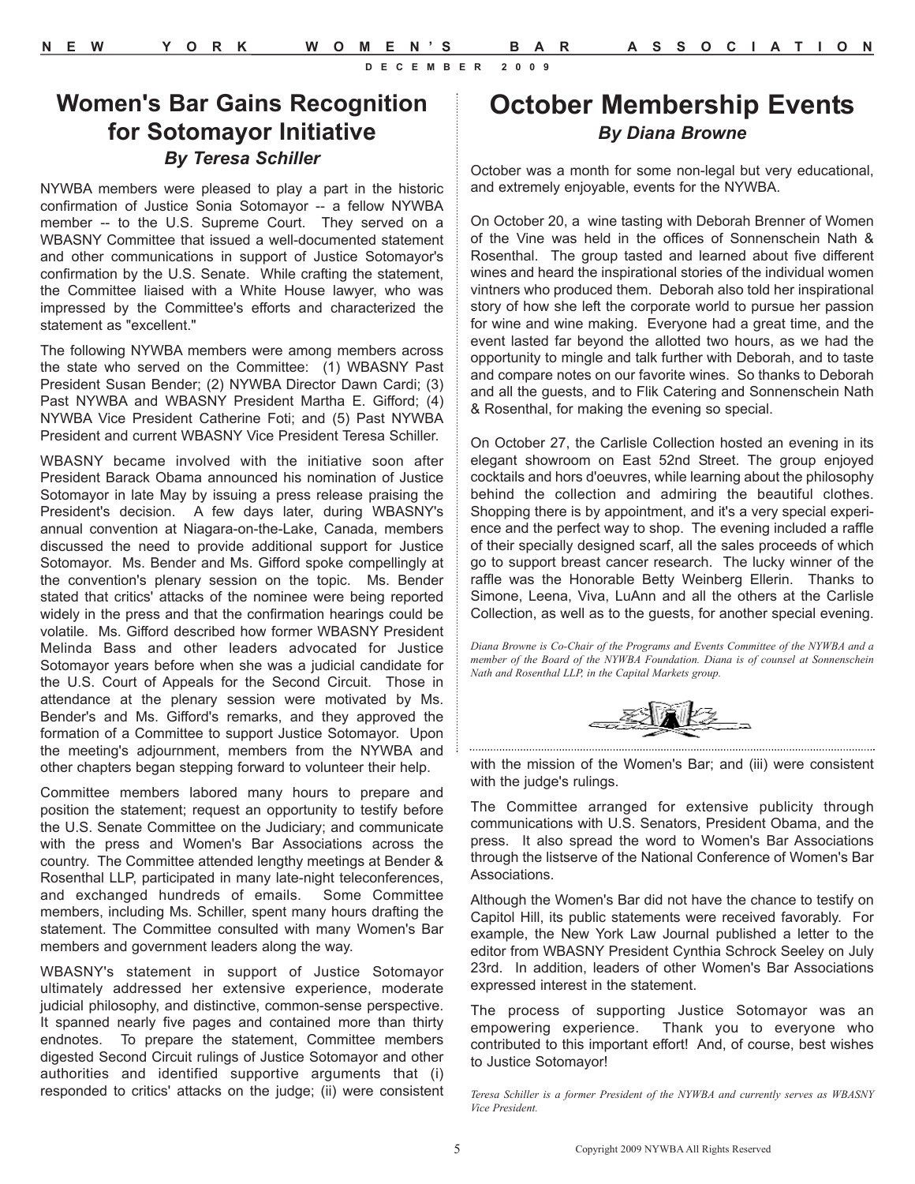## Women's Bar Gains Recognition for Sotomayor Initiative

### *By Teresa Schiller*

NYWBA members were pleased to play a part in the historic confirmation of Justice Sonia Sotomayor -- a fellow NYWBA member -- to the U.S. Supreme Court. They served on a WBASNY Committee that issued a well-documented statement and other communications in support of Justice Sotomayor's confirmation by the U.S. Senate. While crafting the statement, the Committee liaised with a White House lawyer, who was impressed by the Committee's efforts and characterized the statement as "excellent."

The following NYWBA members were among members across the state who served on the Committee: (1) WBASNY Past President Susan Bender; (2) NYWBA Director Dawn Cardi; (3) Past NYWBA and WBASNY President Martha E. Gifford; (4) NYWBA Vice President Catherine Foti; and (5) Past NYWBA President and current WBASNY Vice President Teresa Schiller.

WBASNY became involved with the initiative soon after President Barack Obama announced his nomination of Justice Sotomayor in late May by issuing a press release praising the President's decision. A few days later, during WBASNY's annual convention at Niagara-on-the-Lake, Canada, members discussed the need to provide additional support for Justice Sotomayor. Ms. Bender and Ms. Gifford spoke compellingly at the convention's plenary session on the topic. Ms. Bender stated that critics' attacks of the nominee were being reported widely in the press and that the confirmation hearings could be volatile. Ms. Gifford described how former WBASNY President Melinda Bass and other leaders advocated for Justice Sotomayor years before when she was a judicial candidate for the U.S. Court of Appeals for the Second Circuit. Those in attendance at the plenary session were motivated by Ms. Bender's and Ms. Gifford's remarks, and they approved the formation of a Committee to support Justice Sotomayor. Upon the meeting's adjournment, members from the NYWBA and other chapters began stepping forward to volunteer their help.

Committee members labored many hours to prepare and position the statement; request an opportunity to testify before the U.S. Senate Committee on the Judiciary; and communicate with the press and Women's Bar Associations across the country. The Committee attended lengthy meetings at Bender & Rosenthal LLP, participated in many late-night teleconferences, and exchanged hundreds of emails. Some Committee members, including Ms. Schiller, spent many hours drafting the statement. The Committee consulted with many Women's Bar members and government leaders along the way.

WBASNY's statement in support of Justice Sotomayor ultimately addressed her extensive experience, moderate judicial philosophy, and distinctive, common-sense perspective. It spanned nearly five pages and contained more than thirty endnotes. To prepare the statement, Committee members digested Second Circuit rulings of Justice Sotomayor and other authorities and identified supportive arguments that (i) responded to critics' attacks on the judge; (ii) were consistent with the mission of the Women's Bar; and (iii) were consistent with the judge's rulings.

The Committee arranged for extensive publicity through communications with U.S. Senators, President Obama, and the press. It also spread the word to Women's Bar Associations through the listserve of the National Conference of Women's Bar Associations.

Although the Women's Bar did not have the chance to testify on Capitol Hill, its public statements were received favorably. For example, the New York Law Journal published a letter to the editor from WBASNY President Cynthia Schrock Seeley on July 23rd. In addition, leaders of other Women's Bar Associations expressed interest in the statement.

The process of supporting Justice Sotomayor was an empowering experience. Thank you to everyone who contributed to this important effort! And, of course, best wishes to Justice Sotomayor!

*Teresa Schiller is a former President of the NYWBA and currently serves as WBASNY Vice President.*

## October Membership Events

### *By Diana Browne*

October was a month for some non-legal but very educational, and extremely enjoyable, events for the NYWBA.

On October 20, a wine tasting with Deborah Brenner of Women of the Vine was held in the offices of Sonnenschein Nath & Rosenthal. The group tasted and learned about five different wines and heard the inspirational stories of the individual women vintners who produced them. Deborah also told her inspirational story of how she left the corporate world to pursue her passion for wine and wine making. Everyone had a great time, and the event lasted far beyond the allotted two hours, as we had the opportunity to mingle and talk further with Deborah, and to taste and compare notes on our favorite wines. So thanks to Deborah and all the guests, and to Flik Catering and Sonnenschein Nath & Rosenthal, for making the evening so special.

On October 27, the Carlisle Collection hosted an evening in its elegant showroom on East 52nd Street. The group enjoyed cocktails and hors d'oeuvres, while learning about the philosophy behind the collection and admiring the beautiful clothes. Shopping there is by appointment, and it's a very special experience and the perfect way to shop. The evening included a raffle of their specially designed scarf, all the sales proceeds of which go to support breast cancer research. The lucky winner of the raffle was the Honorable Betty Weinberg Ellerin. Thanks to Simone, Leena, Viva, LuAnn and all the others at the Carlisle Collection, as well as to the guests, for another special evening.

*Diana Browne is Co-Chair of the Programs and Events Committee of the NYWBA and a member of the Board of the NYWBA Foundation. Diana is of counsel at Sonnenschein Nath and Rosenthal LLP, in the Capital Markets group.*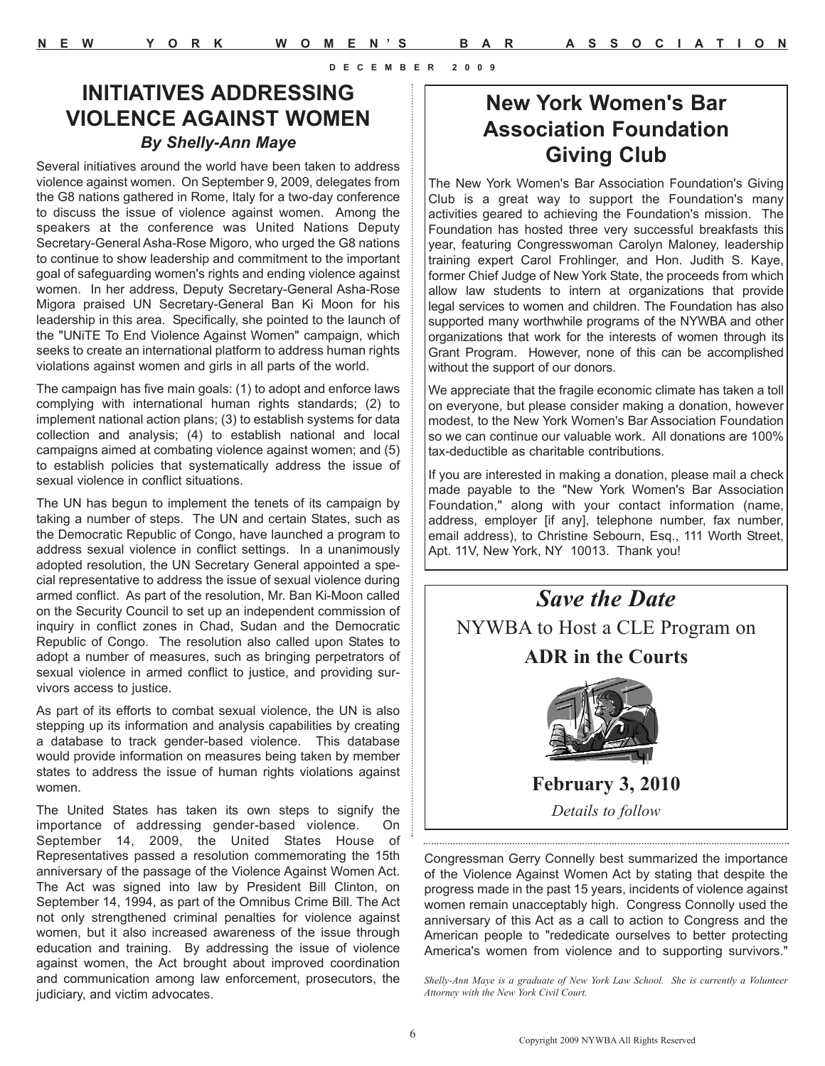DECEMBER 2009

# INITIATIVES ADDRESSING VIOLENCE AGAINST WOMEN

### *By Shelly-Ann Maye*

Several initiatives around the world have been taken to address violence against women. On September 9, 2009, delegates from the G8 nations gathered in Rome, Italy for a two-day conference to discuss the issue of violence against women. Among the speakers at the conference was United Nations Deputy Secretary-General Asha-Rose Migoro, who urged the G8 nations to continue to show leadership and commitment to the important goal of safeguarding women's rights and ending violence against women. In her address, Deputy Secretary-General Asha-Rose Migora praised UN Secretary-General Ban Ki Moon for his leadership in this area. Specifically, she pointed to the launch of the "UNiTE To End Violence Against Women" campaign, which seeks to create an international platform to address human rights violations against women and girls in all parts of the world.

The campaign has five main goals: (1) to adopt and enforce laws complying with international human rights standards; (2) to implement national action plans; (3) to establish systems for data collection and analysis; (4) to establish national and local campaigns aimed at combating violence against women; and (5) to establish policies that systematically address the issue of sexual violence in conflict situations.

The UN has begun to implement the tenets of its campaign by taking a number of steps. The UN and certain States, such as the Democratic Republic of Congo, have launched a program to address sexual violence in conflict settings. In a unanimously adopted resolution, the UN Secretary General appointed a special representative to address the issue of sexual violence during armed conflict. As part of the resolution, Mr. Ban Ki-Moon called on the Security Council to set up an independent commission of inquiry in conflict zones in Chad, Sudan and the Democratic Republic of Congo. The resolution also called upon States to adopt a number of measures, such as bringing perpetrators of sexual violence in armed conflict to justice, and providing survivors access to justice.

As part of its efforts to combat sexual violence, the UN is also stepping up its information and analysis capabilities by creating a database to track gender-based violence. This database would provide information on measures being taken by member states to address the issue of human rights violations against women.

The United States has taken its own steps to signify the importance of addressing gender-based violence. On September 14, 2009, the United States House of Representatives passed a resolution commemorating the 15th anniversary of the passage of the Violence Against Women Act. The Act was signed into law by President Bill Clinton, on September 14, 1994, as part of the Omnibus Crime Bill. The Act not only strengthened criminal penalties for violence against women, but it also increased awareness of the issue through education and training. By addressing the issue of violence against women, the Act brought about improved coordination and communication among law enforcement, prosecutors, the judiciary, and victim advocates.

Congressman Gerry Connelly best summarized the importance of the Violence Against Women Act by stating that despite the progress made in the past 15 years, incidents of violence against women remain unacceptably high. Congress Connolly used the anniversary of this Act as a call to action to Congress and the American people to "rededicate ourselves to better protecting America's women from violence and to supporting survivors."

*Shelly-Ann Maye is a graduate of New York Law School. She is currently a Volunteer Attorney with the New York Civil Court.*

---

# New York Women's Bar Association Foundation Giving Club

The New York Women's Bar Association Foundation's Giving Club is a great way to support the Foundation's many activities geared to achieving the Foundation's mission. The Foundation has hosted three very successful breakfasts this year, featuring Congresswoman Carolyn Maloney, leadership training expert Carol Frohlinger, and Hon. Judith S. Kaye, former Chief Judge of New York State, the proceeds from which allow law students to intern at organizations that provide legal services to women and children. The Foundation has also supported many worthwhile programs of the NYWBA and other organizations that work for the interests of women through its Grant Program. However, none of this can be accomplished without the support of our donors.

We appreciate that the fragile economic climate has taken a toll on everyone, but please consider making a donation, however modest, to the New York Women's Bar Association Foundation so we can continue our valuable work. All donations are 100% tax-deductible as charitable contributions.

If you are interested in making a donation, please mail a check made payable to the "New York Women's Bar Association Foundation," along with your contact information (name, address, employer [if any], telephone number, fax number, email address), to Christine Sebourn, Esq., 111 Worth Street, Apt. 11V, New York, NY 10013. Thank you!

---

## *Save the Date*

NYWBA to Host a CLE Program on

**ADR in the Courts**

**February 3, 2010**

*Details to follow*

Copyright 2009 NYWBA All Rights Reserved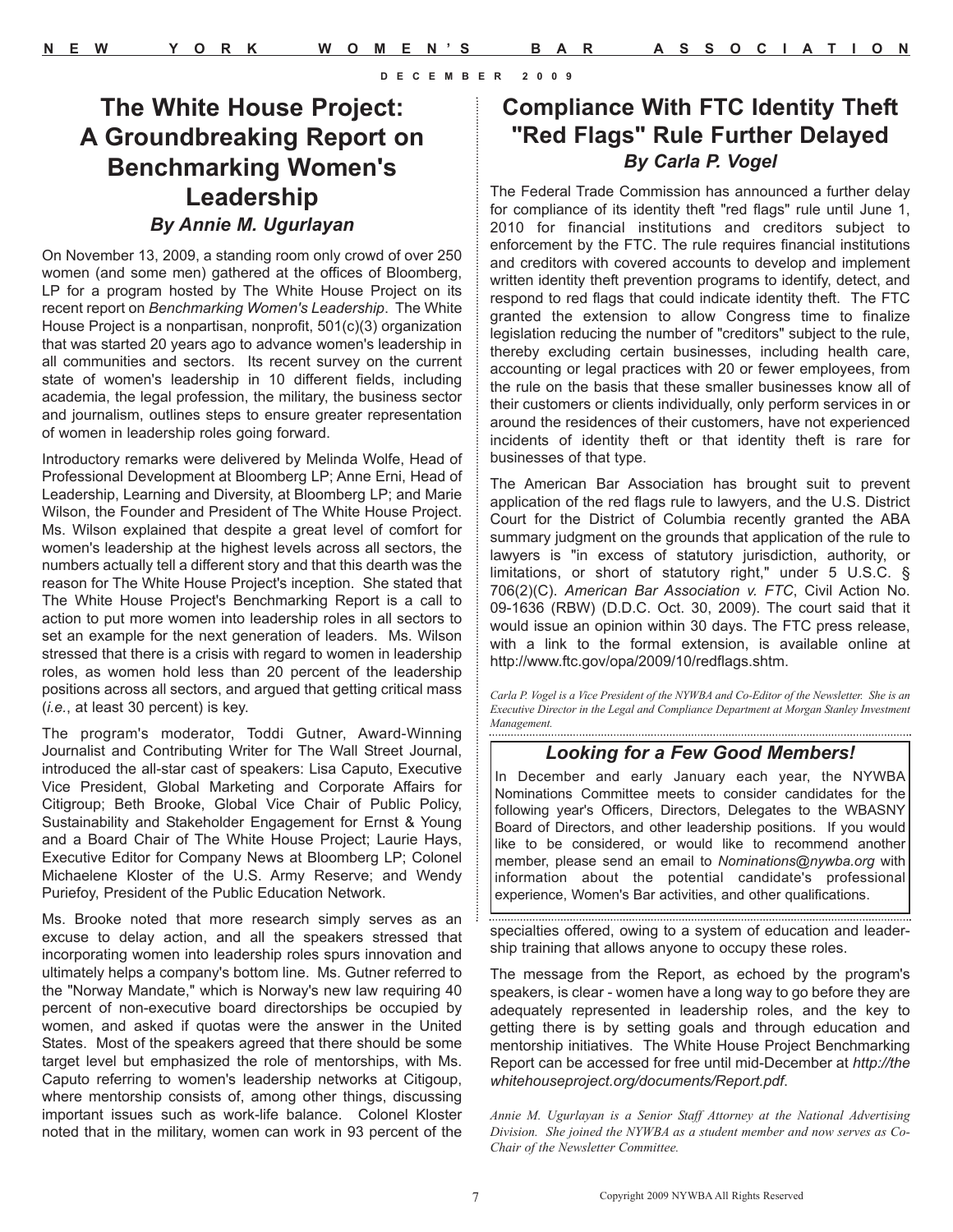# The White House Project: A Groundbreaking Report on Benchmarking Women's Leadership

***By Annie M. Ugurlayan***

On November 13, 2009, a standing room only crowd of over 250 women (and some men) gathered at the offices of Bloomberg, LP for a program hosted by The White House Project on its recent report on *Benchmarking Women's Leadership*. The White House Project is a nonpartisan, nonprofit, 501(c)(3) organization that was started 20 years ago to advance women's leadership in all communities and sectors. Its recent survey on the current state of women's leadership in 10 different fields, including academia, the legal profession, the military, the business sector and journalism, outlines steps to ensure greater representation of women in leadership roles going forward.

Introductory remarks were delivered by Melinda Wolfe, Head of Professional Development at Bloomberg LP; Anne Erni, Head of Leadership, Learning and Diversity, at Bloomberg LP; and Marie Wilson, the Founder and President of The White House Project. Ms. Wilson explained that despite a great level of comfort for women's leadership at the highest levels across all sectors, the numbers actually tell a different story and that this dearth was the reason for The White House Project's inception. She stated that The White House Project's Benchmarking Report is a call to action to put more women into leadership roles in all sectors to set an example for the next generation of leaders. Ms. Wilson stressed that there is a crisis with regard to women in leadership roles, as women hold less than 20 percent of the leadership positions across all sectors, and argued that getting critical mass (*i.e.*, at least 30 percent) is key.

The program's moderator, Toddi Gutner, Award-Winning Journalist and Contributing Writer for The Wall Street Journal, introduced the all-star cast of speakers: Lisa Caputo, Executive Vice President, Global Marketing and Corporate Affairs for Citigroup; Beth Brooke, Global Vice Chair of Public Policy, Sustainability and Stakeholder Engagement for Ernst & Young and a Board Chair of The White House Project; Laurie Hays, Executive Editor for Company News at Bloomberg LP; Colonel Michaelene Kloster of the U.S. Army Reserve; and Wendy Puriefoy, President of the Public Education Network.

Ms. Brooke noted that more research simply serves as an excuse to delay action, and all the speakers stressed that incorporating women into leadership roles spurs innovation and ultimately helps a company's bottom line. Ms. Gutner referred to the "Norway Mandate," which is Norway's new law requiring 40 percent of non-executive board directorships be occupied by women, and asked if quotas were the answer in the United States. Most of the speakers agreed that there should be some target level but emphasized the role of mentorships, with Ms. Caputo referring to women's leadership networks at Citigoup, where mentorship consists of, among other things, discussing important issues such as work-life balance. Colonel Kloster noted that in the military, women can work in 93 percent of the specialties offered, owing to a system of education and leadership training that allows anyone to occupy these roles.

The message from the Report, as echoed by the program's speakers, is clear - women have a long way to go before they are adequately represented in leadership roles, and the key to getting there is by setting goals and through education and mentorship initiatives. The White House Project Benchmarking Report can be accessed for free until mid-December at *http://thewhitehouseproject.org/documents/Report.pdf*.

*Annie M. Ugurlayan is a Senior Staff Attorney at the National Advertising Division. She joined the NYWBA as a student member and now serves as Co-Chair of the Newsletter Committee.*

# Compliance With FTC Identity Theft "Red Flags" Rule Further Delayed

***By Carla P. Vogel***

The Federal Trade Commission has announced a further delay for compliance of its identity theft "red flags" rule until June 1, 2010 for financial institutions and creditors subject to enforcement by the FTC. The rule requires financial institutions and creditors with covered accounts to develop and implement written identity theft prevention programs to identify, detect, and respond to red flags that could indicate identity theft. The FTC granted the extension to allow Congress time to finalize legislation reducing the number of "creditors" subject to the rule, thereby excluding certain businesses, including health care, accounting or legal practices with 20 or fewer employees, from the rule on the basis that these smaller businesses know all of their customers or clients individually, only perform services in or around the residences of their customers, have not experienced incidents of identity theft or that identity theft is rare for businesses of that type.

The American Bar Association has brought suit to prevent application of the red flags rule to lawyers, and the U.S. District Court for the District of Columbia recently granted the ABA summary judgment on the grounds that application of the rule to lawyers is "in excess of statutory jurisdiction, authority, or limitations, or short of statutory right," under 5 U.S.C. § 706(2)(C). *American Bar Association v. FTC*, Civil Action No. 09-1636 (RBW) (D.D.C. Oct. 30, 2009). The court said that it would issue an opinion within 30 days. The FTC press release, with a link to the formal extension, is available online at http://www.ftc.gov/opa/2009/10/redflags.shtm.

*Carla P. Vogel is a Vice President of the NYWBA and Co-Editor of the Newsletter. She is an Executive Director in the Legal and Compliance Department at Morgan Stanley Investment Management.*

## *Looking for a Few Good Members!*

In December and early January each year, the NYWBA Nominations Committee meets to consider candidates for the following year's Officers, Directors, Delegates to the WBASNY Board of Directors, and other leadership positions. If you would like to be considered, or would like to recommend another member, please send an email to *Nominations@nywba.org* with information about the potential candidate's professional experience, Women's Bar activities, and other qualifications.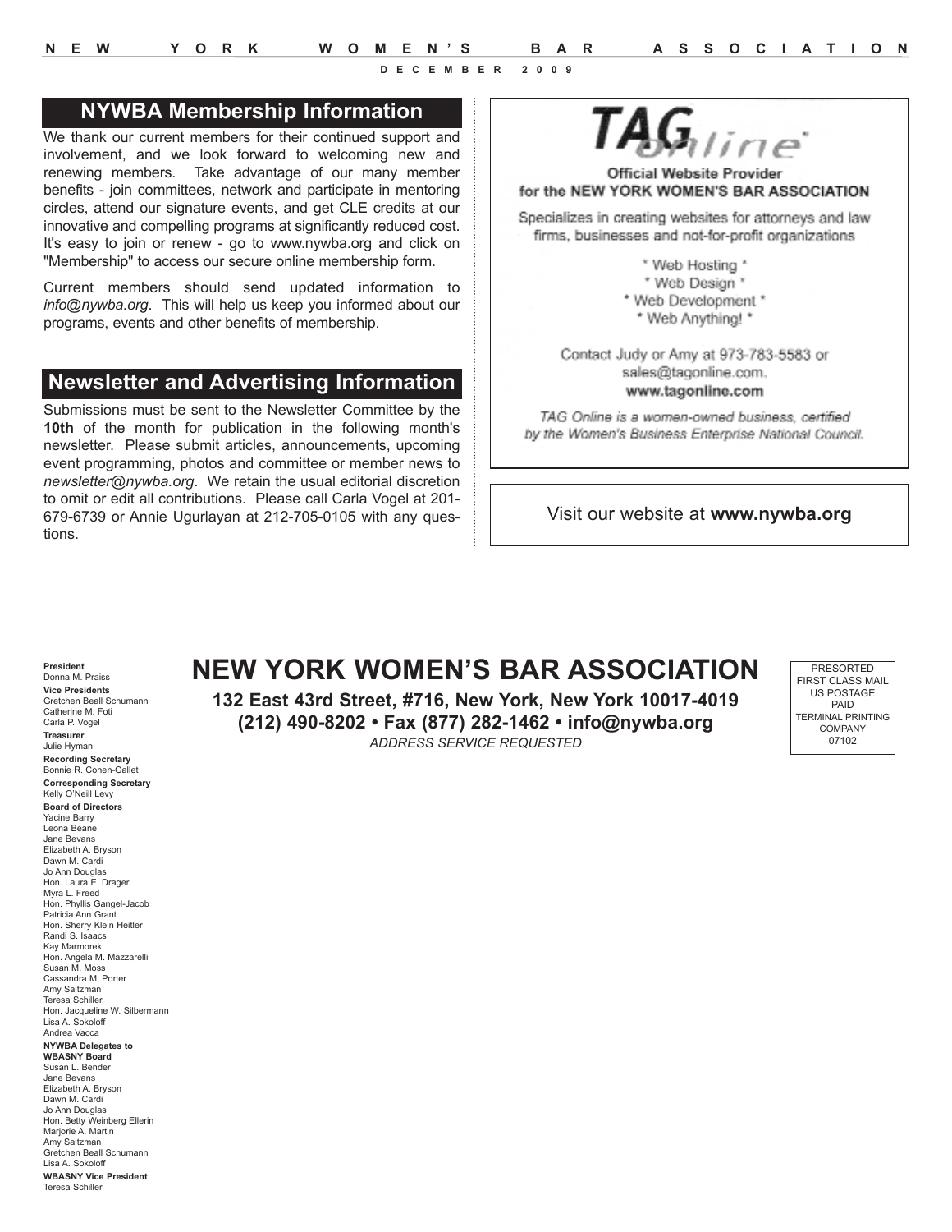## NYWBA Membership Information

We thank our current members for their continued support and involvement, and we look forward to welcoming new and renewing members. Take advantage of our many member benefits - join committees, network and participate in mentoring circles, attend our signature events, and get CLE credits at our innovative and compelling programs at significantly reduced cost. It's easy to join or renew - go to www.nywba.org and click on "Membership" to access our secure online membership form.

Current members should send updated information to *info@nywba.org*. This will help us keep you informed about our programs, events and other benefits of membership.

## Newsletter and Advertising Information

Submissions must be sent to the Newsletter Committee by the **10th** of the month for publication in the following month's newsletter. Please submit articles, announcements, upcoming event programming, photos and committee or member news to *newsletter@nywba.org*. We retain the usual editorial discretion to omit or edit all contributions. Please call Carla Vogel at 201-679-6739 or Annie Ugurlayan at 212-705-0105 with any questions.

**TAG online**

**Official Website Provider for the NEW YORK WOMEN'S BAR ASSOCIATION**

Specializes in creating websites for attorneys and law firms, businesses and not-for-profit organizations

* Web Hosting *
* Web Design *
* Web Development *
* Web Anything! *

Contact Judy or Amy at 973-783-5583 or sales@tagonline.com.
**www.tagonline.com**

*TAG Online is a women-owned business, certified by the Women's Business Enterprise National Council.*

Visit our website at **www.nywba.org**

**President**
Donna M. Praiss
**Vice Presidents**
Gretchen Beall Schumann
Catherine M. Foti
Carla P. Vogel
**Treasurer**
Julie Hyman
**Recording Secretary**
Bonnie R. Cohen-Gallet
**Corresponding Secretary**
Kelly O'Neill Levy
**Board of Directors**
Yacine Barry
Leona Beane
Jane Bevans
Elizabeth A. Bryson
Dawn M. Cardi
Jo Ann Douglas
Hon. Laura E. Drager
Myra L. Freed
Hon. Phyllis Gangel-Jacob
Patricia Ann Grant
Hon. Sherry Klein Heitler
Randi S. Isaacs
Kay Marmorek
Hon. Angela M. Mazzarelli
Susan M. Moss
Cassandra M. Porter
Amy Saltzman
Teresa Schiller
Hon. Jacqueline W. Silbermann
Lisa A. Sokoloff
Andrea Vacca
**NYWBA Delegates to WBASNY Board**
Susan L. Bender
Jane Bevans
Elizabeth A. Bryson
Dawn M. Cardi
Jo Ann Douglas
Hon. Betty Weinberg Ellerin
Marjorie A. Martin
Amy Saltzman
Gretchen Beall Schumann
Lisa A. Sokoloff
**WBASNY Vice President**
Teresa Schiller

# NEW YORK WOMEN'S BAR ASSOCIATION

**132 East 43rd Street, #716, New York, New York 10017-4019**
**(212) 490-8202 • Fax (877) 282-1462 • info@nywba.org**
*ADDRESS SERVICE REQUESTED*

PRESORTED
FIRST CLASS MAIL
US POSTAGE
PAID
TERMINAL PRINTING
COMPANY
07102